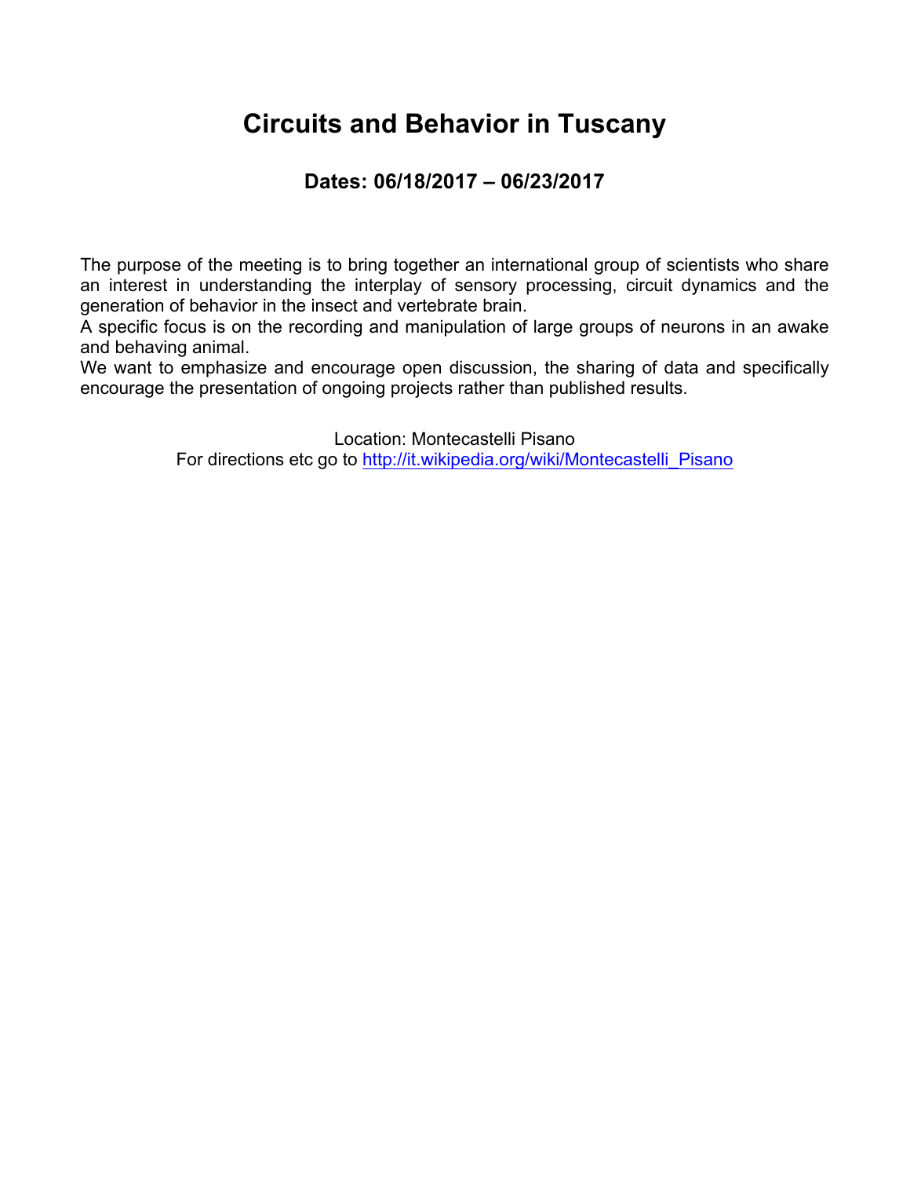# Circuits and Behavior in Tuscany

## Dates: 06/18/2017 – 06/23/2017

The purpose of the meeting is to bring together an international group of scientists who share an interest in understanding the interplay of sensory processing, circuit dynamics and the generation of behavior in the insect and vertebrate brain.

A specific focus is on the recording and manipulation of large groups of neurons in an awake and behaving animal.

We want to emphasize and encourage open discussion, the sharing of data and specifically encourage the presentation of ongoing projects rather than published results.

Location: Montecastelli Pisano

For directions etc go to [http://it.wikipedia.org/wiki/Montecastelli_Pisano](http://it.wikipedia.org/wiki/Montecastelli_Pisano)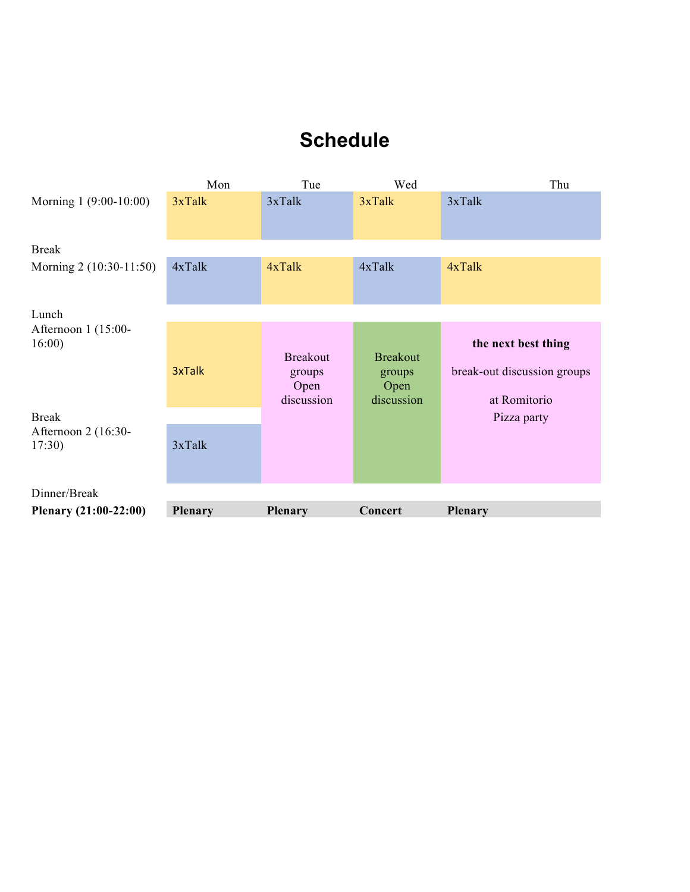# Schedule

| | Mon | Tue | Wed | Thu |
|---|---|---|---|---|
| Morning 1 (9:00-10:00) | 3xTalk | 3xTalk | 3xTalk | 3xTalk |
| Break | | | | |
| Morning 2 (10:30-11:50) | 4xTalk | 4xTalk | 4xTalk | 4xTalk |
| Lunch | | | | |
| Afternoon 1 (15:00-16:00) | 3xTalk | Breakout groups Open discussion | Breakout groups Open discussion | **the next best thing** break-out discussion groups at Romitorio Pizza party |
| Break | | | | |
| Afternoon 2 (16:30-17:30) | 3xTalk | | | |
| Dinner/Break | | | | |
| **Plenary (21:00-22:00)** | **Plenary** | **Plenary** | **Concert** | **Plenary** |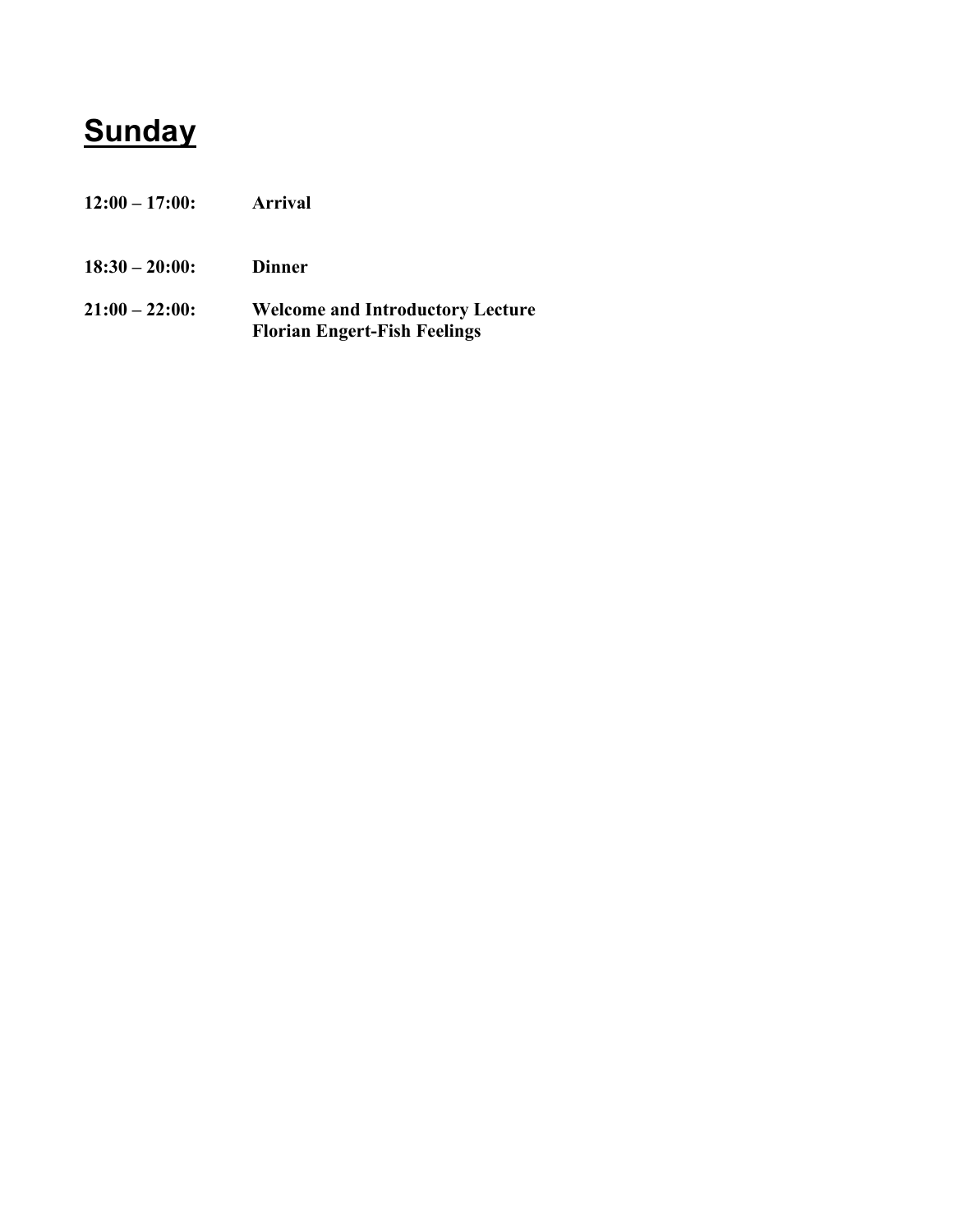# Sunday

**12:00 – 17:00:** **Arrival**

**18:30 – 20:00:** **Dinner**

**21:00 – 22:00:** **Welcome and Introductory Lecture**
**Florian Engert-Fish Feelings**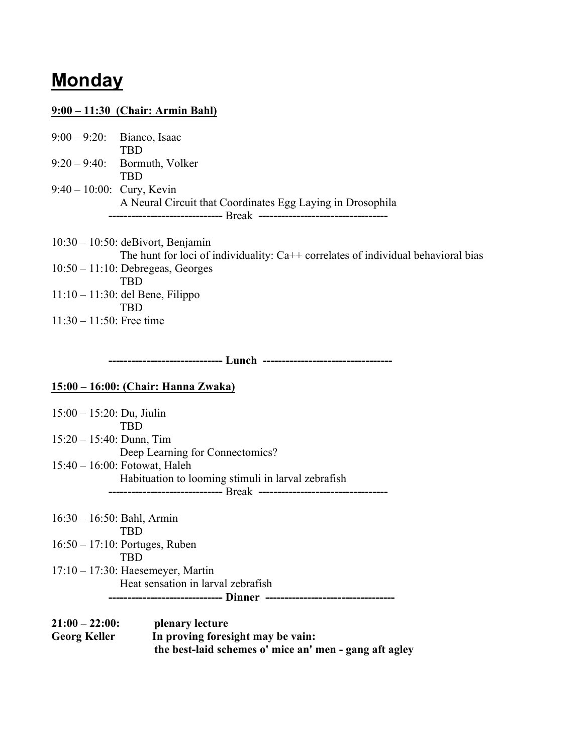# Monday

**9:00 – 11:30 (Chair: Armin Bahl)**

9:00 – 9:20: Bianco, Isaac
TBD

9:20 – 9:40: Bormuth, Volker
TBD

9:40 – 10:00: Cury, Kevin
A Neural Circuit that Coordinates Egg Laying in Drosophila

------------------------------ Break ----------------------------------

10:30 – 10:50: deBivort, Benjamin
The hunt for loci of individuality: Ca++ correlates of individual behavioral bias

10:50 – 11:10: Debregeas, Georges
TBD

11:10 – 11:30: del Bene, Filippo
TBD

11:30 – 11:50: Free time

**------------------------------ Lunch ----------------------------------**

**15:00 – 16:00: (Chair: Hanna Zwaka)**

15:00 – 15:20: Du, Jiulin
TBD

15:20 – 15:40: Dunn, Tim
Deep Learning for Connectomics?

15:40 – 16:00: Fotowat, Haleh
Habituation to looming stimuli in larval zebrafish

------------------------------ Break ----------------------------------

16:30 – 16:50: Bahl, Armin
TBD

16:50 – 17:10: Portuges, Ruben
TBD

17:10 – 17:30: Haesemeyer, Martin
Heat sensation in larval zebrafish

**------------------------------ Dinner ----------------------------------**

**21:00 – 22:00:** **plenary lecture**
**Georg Keller** **In proving foresight may be vain:**
**the best-laid schemes o' mice an' men - gang aft agley**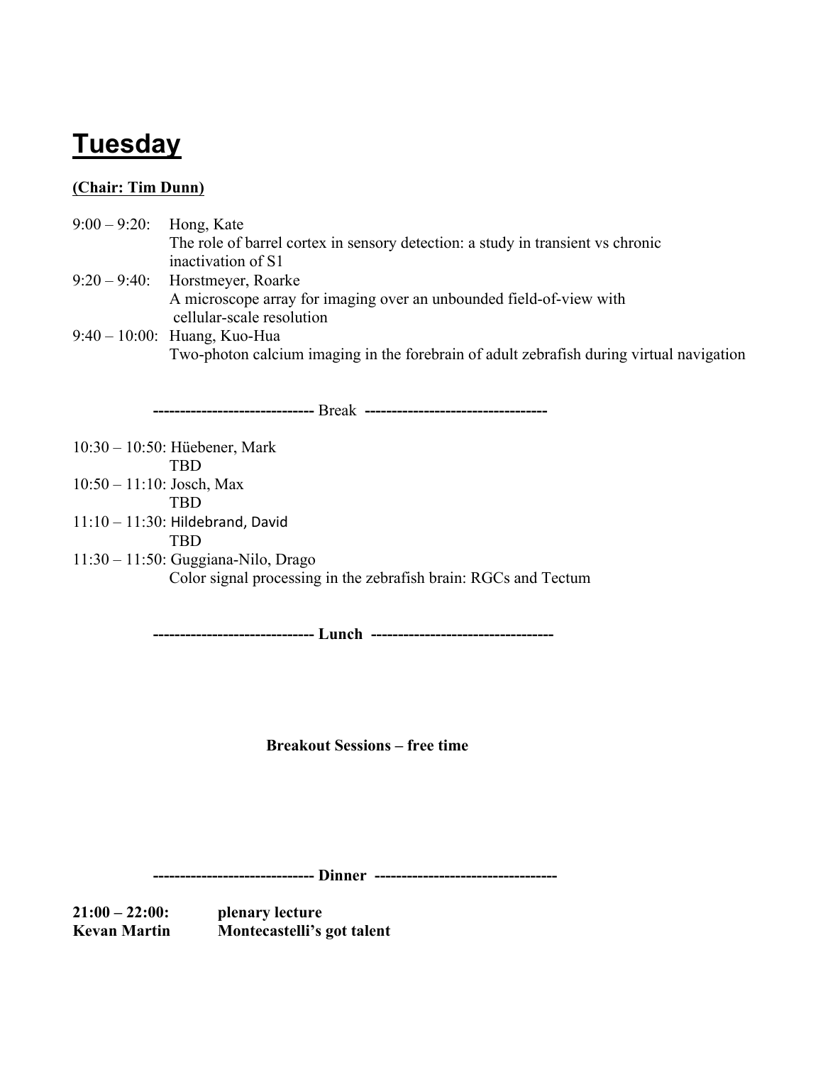# Tuesday

**(Chair: Tim Dunn)**

9:00 – 9:20: Hong, Kate
The role of barrel cortex in sensory detection: a study in transient vs chronic inactivation of S1

9:20 – 9:40: Horstmeyer, Roarke
A microscope array for imaging over an unbounded field-of-view with cellular-scale resolution

9:40 – 10:00: Huang, Kuo-Hua
Two-photon calcium imaging in the forebrain of adult zebrafish during virtual navigation

------------------------------ Break ----------------------------------

10:30 – 10:50: Hüebener, Mark
TBD

10:50 – 11:10: Josch, Max
TBD

11:10 – 11:30: Hildebrand, David
TBD

11:30 – 11:50: Guggiana-Nilo, Drago
Color signal processing in the zebrafish brain: RGCs and Tectum

**------------------------------ Lunch ----------------------------------**

**Breakout Sessions – free time**

**------------------------------ Dinner ----------------------------------**

**21:00 – 22:00:** **plenary lecture**
**Kevan Martin** **Montecastelli's got talent**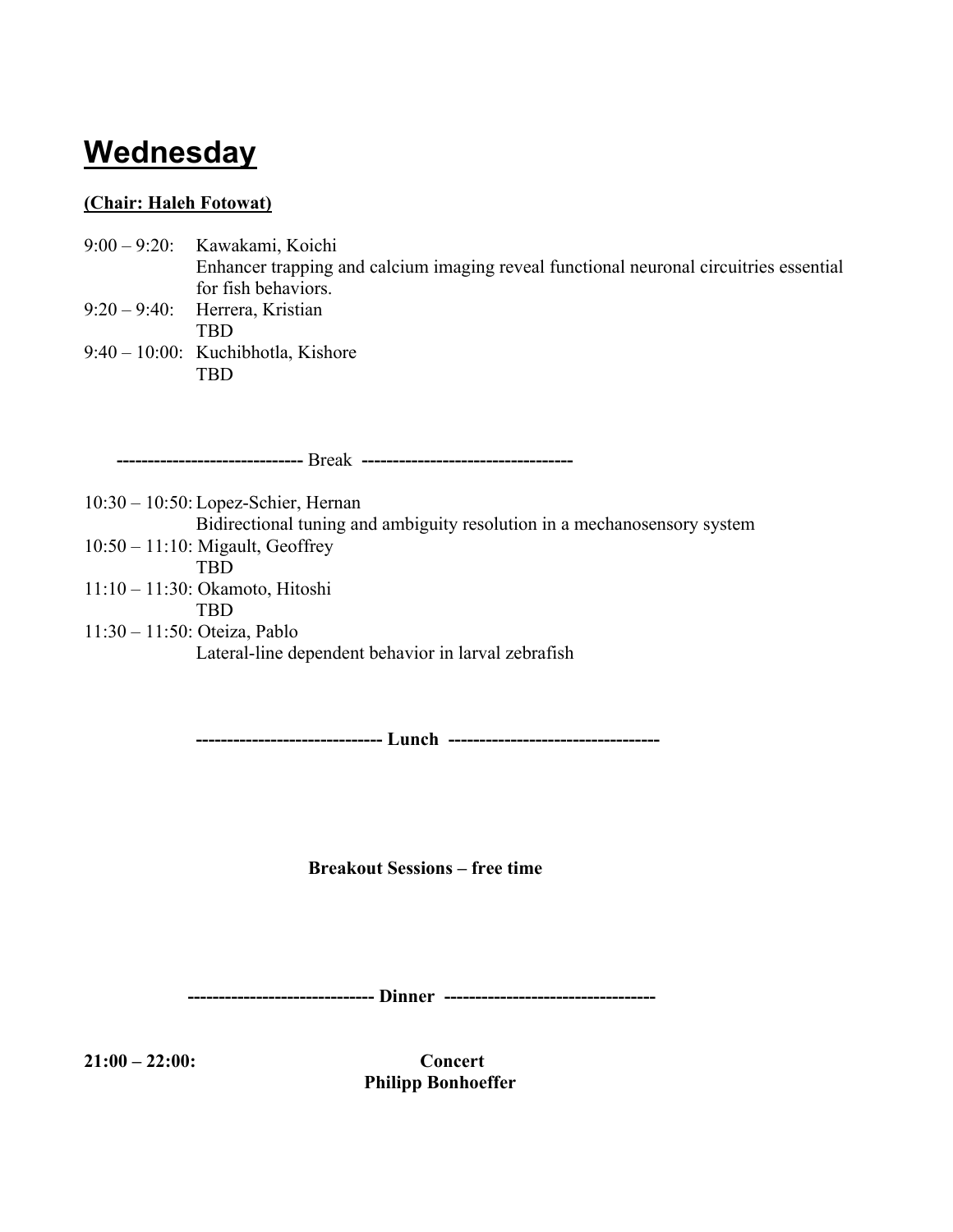# Wednesday

**(Chair: Haleh Fotowat)**

9:00 – 9:20: Kawakami, Koichi
Enhancer trapping and calcium imaging reveal functional neuronal circuitries essential for fish behaviors.

9:20 – 9:40: Herrera, Kristian
TBD

9:40 – 10:00: Kuchibhotla, Kishore
TBD

------------------------------ Break ----------------------------------

10:30 – 10:50: Lopez-Schier, Hernan
Bidirectional tuning and ambiguity resolution in a mechanosensory system

10:50 – 11:10: Migault, Geoffrey
TBD

11:10 – 11:30: Okamoto, Hitoshi
TBD

11:30 – 11:50: Oteiza, Pablo
Lateral-line dependent behavior in larval zebrafish

**------------------------------ Lunch ----------------------------------**

**Breakout Sessions – free time**

**------------------------------ Dinner ----------------------------------**

**21:00 – 22:00:** **Concert**
**Philipp Bonhoeffer**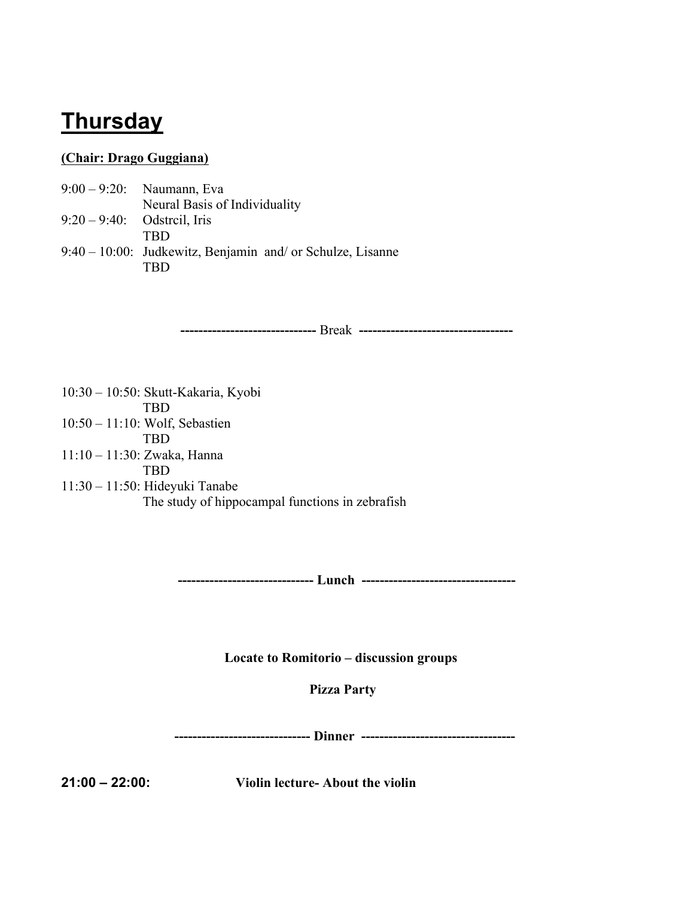# **Thursday**

**(Chair: Drago Guggiana)**

9:00 – 9:20: Naumann, Eva
Neural Basis of Individuality

9:20 – 9:40: Odstrcil, Iris
TBD

9:40 – 10:00: Judkewitz, Benjamin and/ or Schulze, Lisanne
TBD

------------------------------ Break ----------------------------------

10:30 – 10:50: Skutt-Kakaria, Kyobi
TBD

10:50 – 11:10: Wolf, Sebastien
TBD

11:10 – 11:30: Zwaka, Hanna
TBD

11:30 – 11:50: Hideyuki Tanabe
The study of hippocampal functions in zebrafish

**------------------------------ Lunch ----------------------------------**

**Locate to Romitorio – discussion groups**

**Pizza Party**

**------------------------------ Dinner ----------------------------------**

**21:00 – 22:00:** **Violin lecture- About the violin**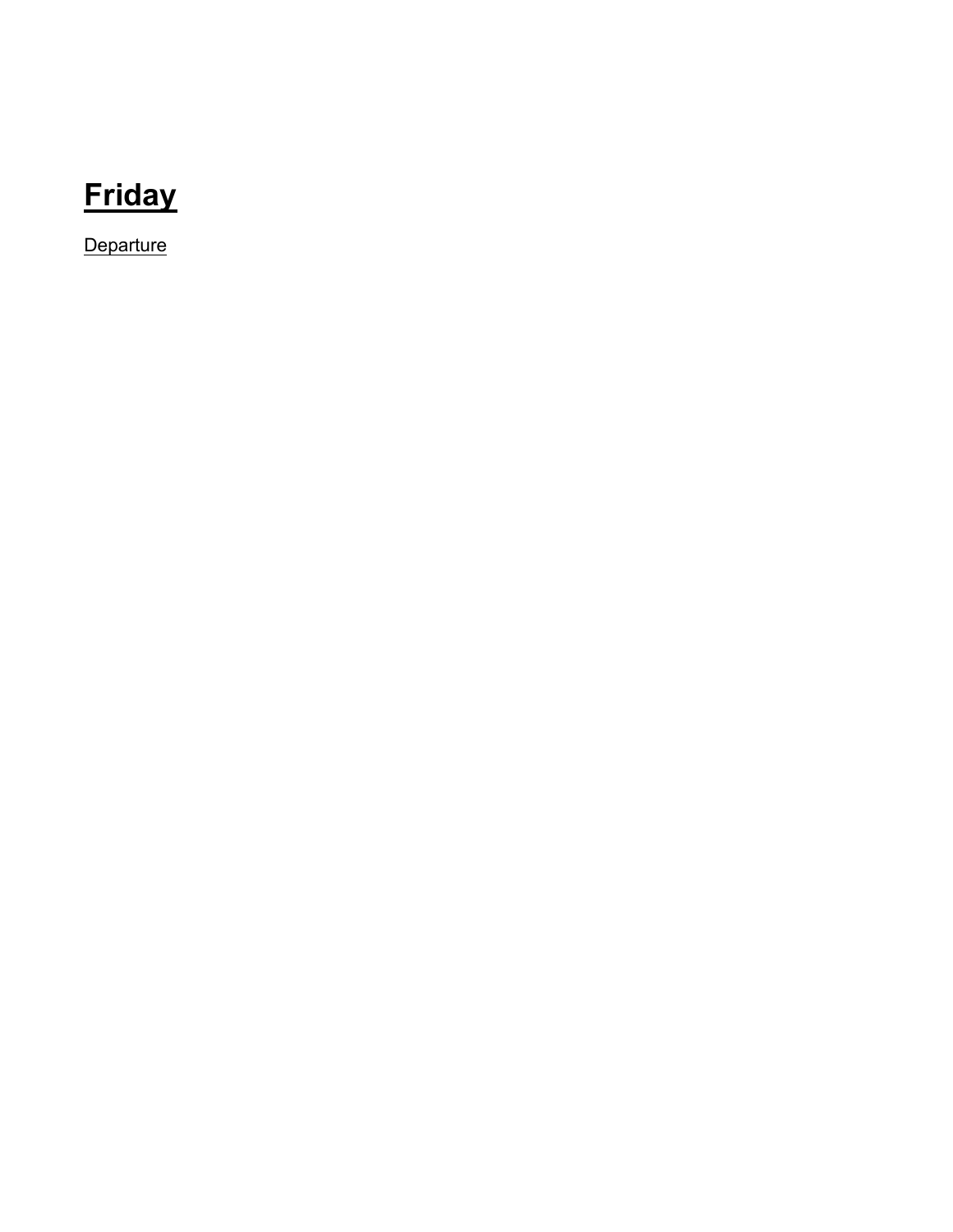# **Friday**

Departure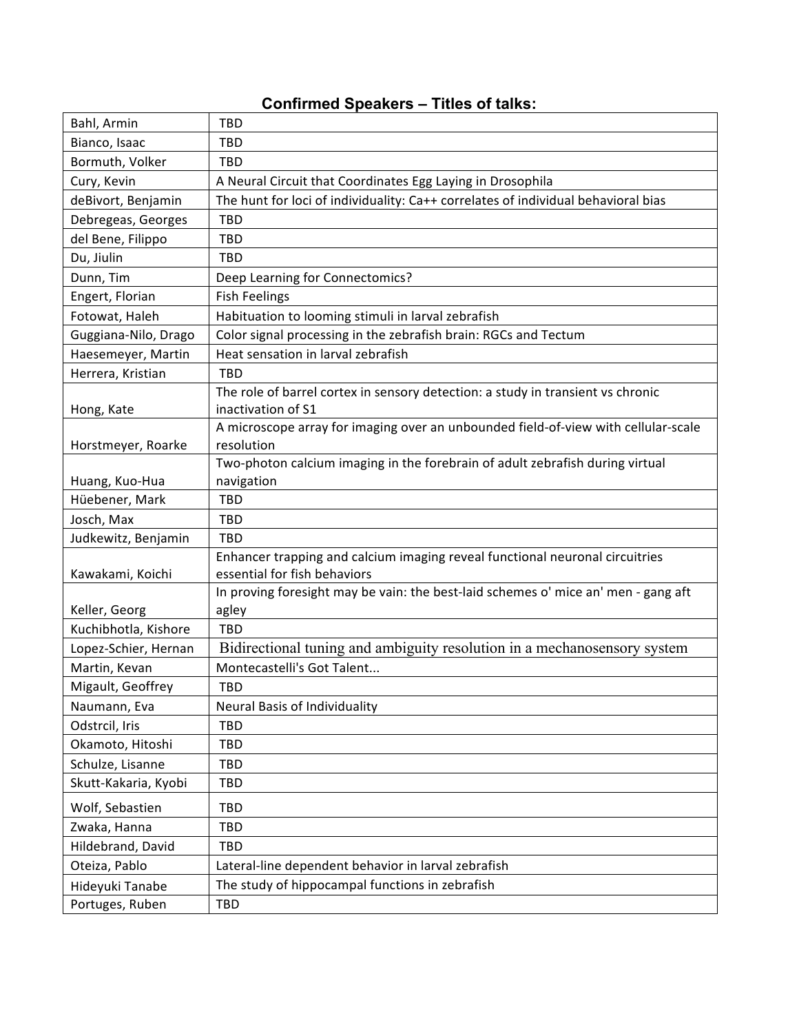## Confirmed Speakers – Titles of talks:

| | |
|---|---|
| Bahl, Armin | TBD |
| Bianco, Isaac | TBD |
| Bormuth, Volker | TBD |
| Cury, Kevin | A Neural Circuit that Coordinates Egg Laying in Drosophila |
| deBivort, Benjamin | The hunt for loci of individuality: Ca++ correlates of individual behavioral bias |
| Debregeas, Georges | TBD |
| del Bene, Filippo | TBD |
| Du, Jiulin | TBD |
| Dunn, Tim | Deep Learning for Connectomics? |
| Engert, Florian | Fish Feelings |
| Fotowat, Haleh | Habituation to looming stimuli in larval zebrafish |
| Guggiana-Nilo, Drago | Color signal processing in the zebrafish brain: RGCs and Tectum |
| Haesemeyer, Martin | Heat sensation in larval zebrafish |
| Herrera, Kristian | TBD |
| Hong, Kate | The role of barrel cortex in sensory detection: a study in transient vs chronic inactivation of S1 |
| Horstmeyer, Roarke | A microscope array for imaging over an unbounded field-of-view with cellular-scale resolution |
| Huang, Kuo-Hua | Two-photon calcium imaging in the forebrain of adult zebrafish during virtual navigation |
| Hüebener, Mark | TBD |
| Josch, Max | TBD |
| Judkewitz, Benjamin | TBD |
| Kawakami, Koichi | Enhancer trapping and calcium imaging reveal functional neuronal circuitries essential for fish behaviors |
| Keller, Georg | In proving foresight may be vain: the best-laid schemes o' mice an' men - gang aft agley |
| Kuchibhotla, Kishore | TBD |
| Lopez-Schier, Hernan | Bidirectional tuning and ambiguity resolution in a mechanosensory system |
| Martin, Kevan | Montecastelli's Got Talent... |
| Migault, Geoffrey | TBD |
| Naumann, Eva | Neural Basis of Individuality |
| Odstrcil, Iris | TBD |
| Okamoto, Hitoshi | TBD |
| Schulze, Lisanne | TBD |
| Skutt-Kakaria, Kyobi | TBD |
| Wolf, Sebastien | TBD |
| Zwaka, Hanna | TBD |
| Hildebrand, David | TBD |
| Oteiza, Pablo | Lateral-line dependent behavior in larval zebrafish |
| Hideyuki Tanabe | The study of hippocampal functions in zebrafish |
| Portuges, Ruben | TBD |